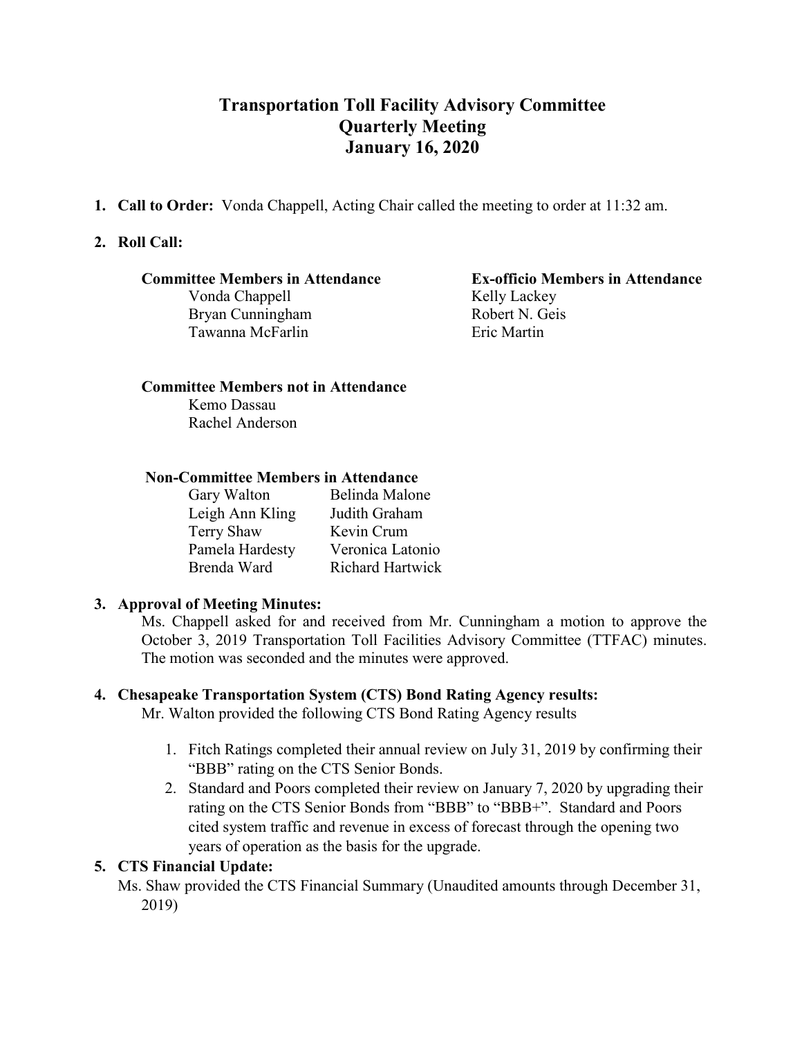# Transportation Toll Facility Advisory Committee
## Quarterly Meeting
## January 16, 2020

1. **Call to Order:** Vonda Chappell, Acting Chair called the meeting to order at 11:32 am.

2. **Roll Call:**

   **Committee Members in Attendance**
   - Vonda Chappell
   - Bryan Cunningham
   - Tawanna McFarlin

   **Ex-officio Members in Attendance**
   - Kelly Lackey
   - Robert N. Geis
   - Eric Martin

   **Committee Members not in Attendance**
   - Kemo Dassau
   - Rachel Anderson

   **Non-Committee Members in Attendance**

   | | |
   |---|---|
   | Gary Walton | Belinda Malone |
   | Leigh Ann Kling | Judith Graham |
   | Terry Shaw | Kevin Crum |
   | Pamela Hardesty | Veronica Latonio |
   | Brenda Ward | Richard Hartwick |

3. **Approval of Meeting Minutes:**
   Ms. Chappell asked for and received from Mr. Cunningham a motion to approve the October 3, 2019 Transportation Toll Facilities Advisory Committee (TTFAC) minutes. The motion was seconded and the minutes were approved.

4. **Chesapeake Transportation System (CTS) Bond Rating Agency results:**
   Mr. Walton provided the following CTS Bond Rating Agency results

   1. Fitch Ratings completed their annual review on July 31, 2019 by confirming their "BBB" rating on the CTS Senior Bonds.
   2. Standard and Poors completed their review on January 7, 2020 by upgrading their rating on the CTS Senior Bonds from "BBB" to "BBB+". Standard and Poors cited system traffic and revenue in excess of forecast through the opening two years of operation as the basis for the upgrade.

5. **CTS Financial Update:**
   Ms. Shaw provided the CTS Financial Summary (Unaudited amounts through December 31, 2019)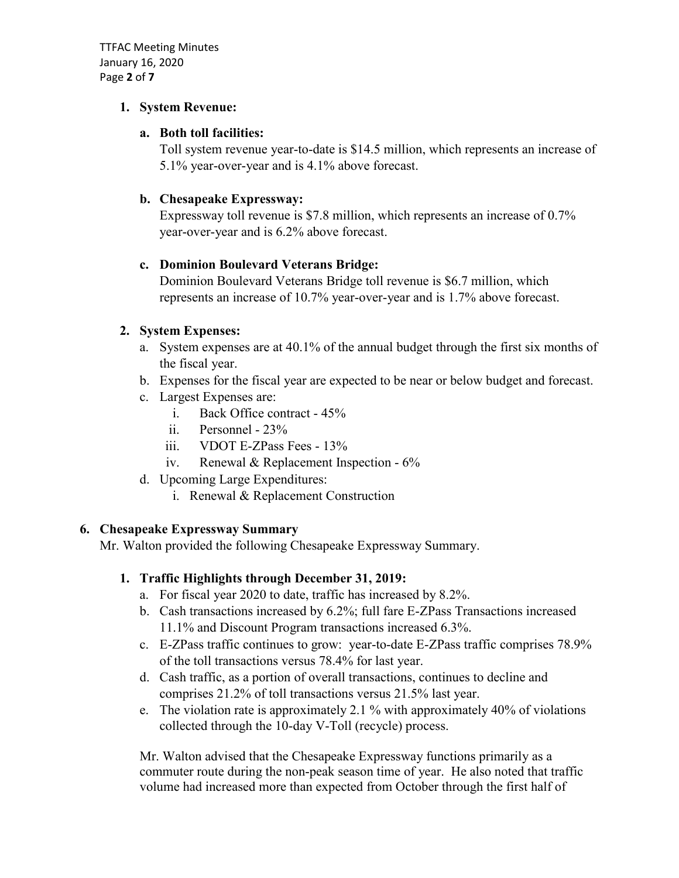1. **System Revenue:**

   a. **Both toll facilities:**
      Toll system revenue year-to-date is $14.5 million, which represents an increase of 5.1% year-over-year and is 4.1% above forecast.

   b. **Chesapeake Expressway:**
      Expressway toll revenue is $7.8 million, which represents an increase of 0.7% year-over-year and is 6.2% above forecast.

   c. **Dominion Boulevard Veterans Bridge:**
      Dominion Boulevard Veterans Bridge toll revenue is $6.7 million, which represents an increase of 10.7% year-over-year and is 1.7% above forecast.

2. **System Expenses:**
   a. System expenses are at 40.1% of the annual budget through the first six months of the fiscal year.
   b. Expenses for the fiscal year are expected to be near or below budget and forecast.
   c. Largest Expenses are:
      i. Back Office contract - 45%
      ii. Personnel - 23%
      iii. VDOT E-ZPass Fees - 13%
      iv. Renewal & Replacement Inspection - 6%
   d. Upcoming Large Expenditures:
      i. Renewal & Replacement Construction

## 6. Chesapeake Expressway Summary

Mr. Walton provided the following Chesapeake Expressway Summary.

1. **Traffic Highlights through December 31, 2019:**
   a. For fiscal year 2020 to date, traffic has increased by 8.2%.
   b. Cash transactions increased by 6.2%; full fare E-ZPass Transactions increased 11.1% and Discount Program transactions increased 6.3%.
   c. E-ZPass traffic continues to grow: year-to-date E-ZPass traffic comprises 78.9% of the toll transactions versus 78.4% for last year.
   d. Cash traffic, as a portion of overall transactions, continues to decline and comprises 21.2% of toll transactions versus 21.5% last year.
   e. The violation rate is approximately 2.1 % with approximately 40% of violations collected through the 10-day V-Toll (recycle) process.

   Mr. Walton advised that the Chesapeake Expressway functions primarily as a commuter route during the non-peak season time of year. He also noted that traffic volume had increased more than expected from October through the first half of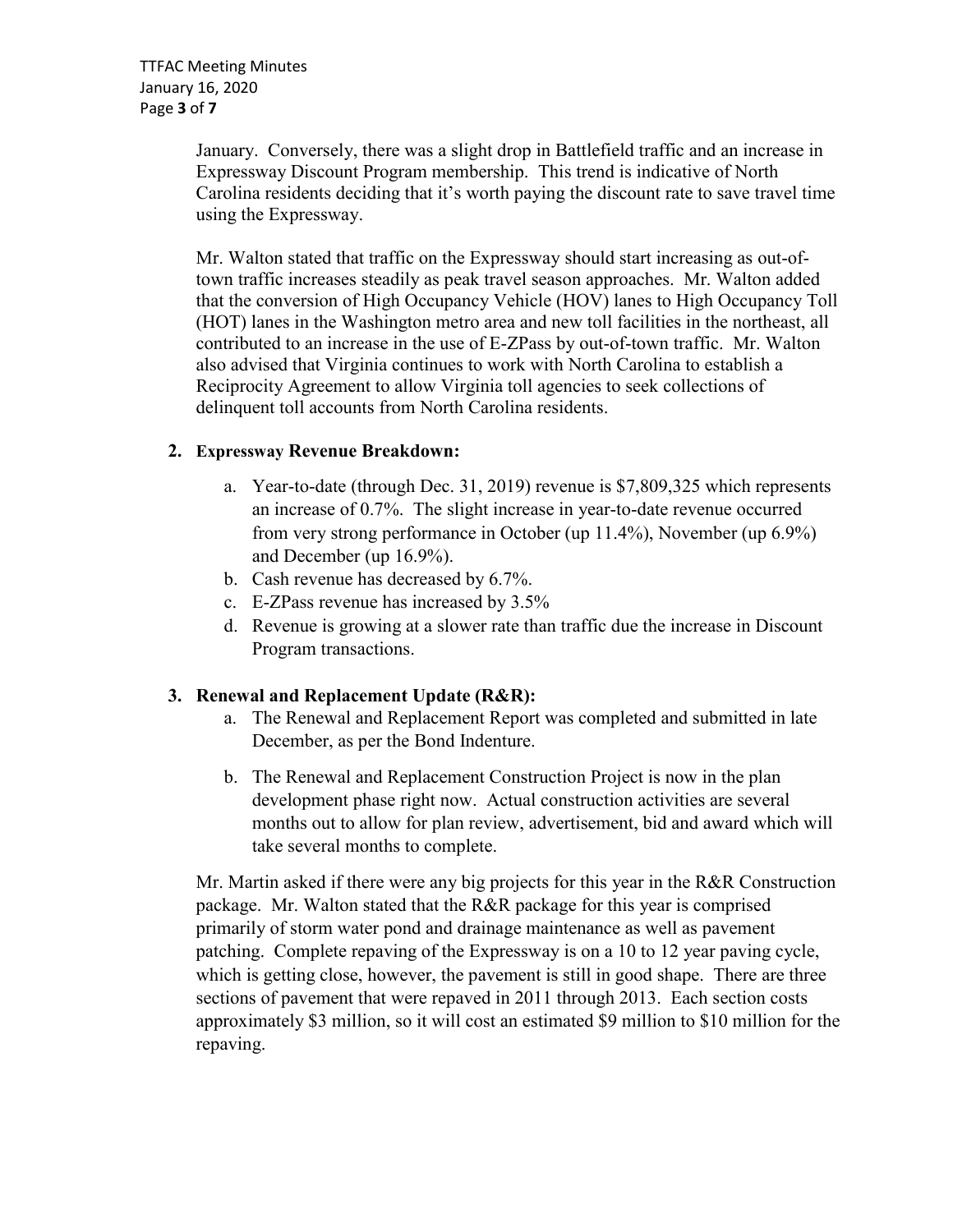January. Conversely, there was a slight drop in Battlefield traffic and an increase in Expressway Discount Program membership. This trend is indicative of North Carolina residents deciding that it's worth paying the discount rate to save travel time using the Expressway.

Mr. Walton stated that traffic on the Expressway should start increasing as out-of-town traffic increases steadily as peak travel season approaches. Mr. Walton added that the conversion of High Occupancy Vehicle (HOV) lanes to High Occupancy Toll (HOT) lanes in the Washington metro area and new toll facilities in the northeast, all contributed to an increase in the use of E-ZPass by out-of-town traffic. Mr. Walton also advised that Virginia continues to work with North Carolina to establish a Reciprocity Agreement to allow Virginia toll agencies to seek collections of delinquent toll accounts from North Carolina residents.

2. **Expressway Revenue Breakdown:**

   a. Year-to-date (through Dec. 31, 2019) revenue is $7,809,325 which represents an increase of 0.7%. The slight increase in year-to-date revenue occurred from very strong performance in October (up 11.4%), November (up 6.9%) and December (up 16.9%).
   b. Cash revenue has decreased by 6.7%.
   c. E-ZPass revenue has increased by 3.5%
   d. Revenue is growing at a slower rate than traffic due the increase in Discount Program transactions.

3. **Renewal and Replacement Update (R&R):**

   a. The Renewal and Replacement Report was completed and submitted in late December, as per the Bond Indenture.

   b. The Renewal and Replacement Construction Project is now in the plan development phase right now. Actual construction activities are several months out to allow for plan review, advertisement, bid and award which will take several months to complete.

Mr. Martin asked if there were any big projects for this year in the R&R Construction package. Mr. Walton stated that the R&R package for this year is comprised primarily of storm water pond and drainage maintenance as well as pavement patching. Complete repaving of the Expressway is on a 10 to 12 year paving cycle, which is getting close, however, the pavement is still in good shape. There are three sections of pavement that were repaved in 2011 through 2013. Each section costs approximately $3 million, so it will cost an estimated $9 million to $10 million for the repaving.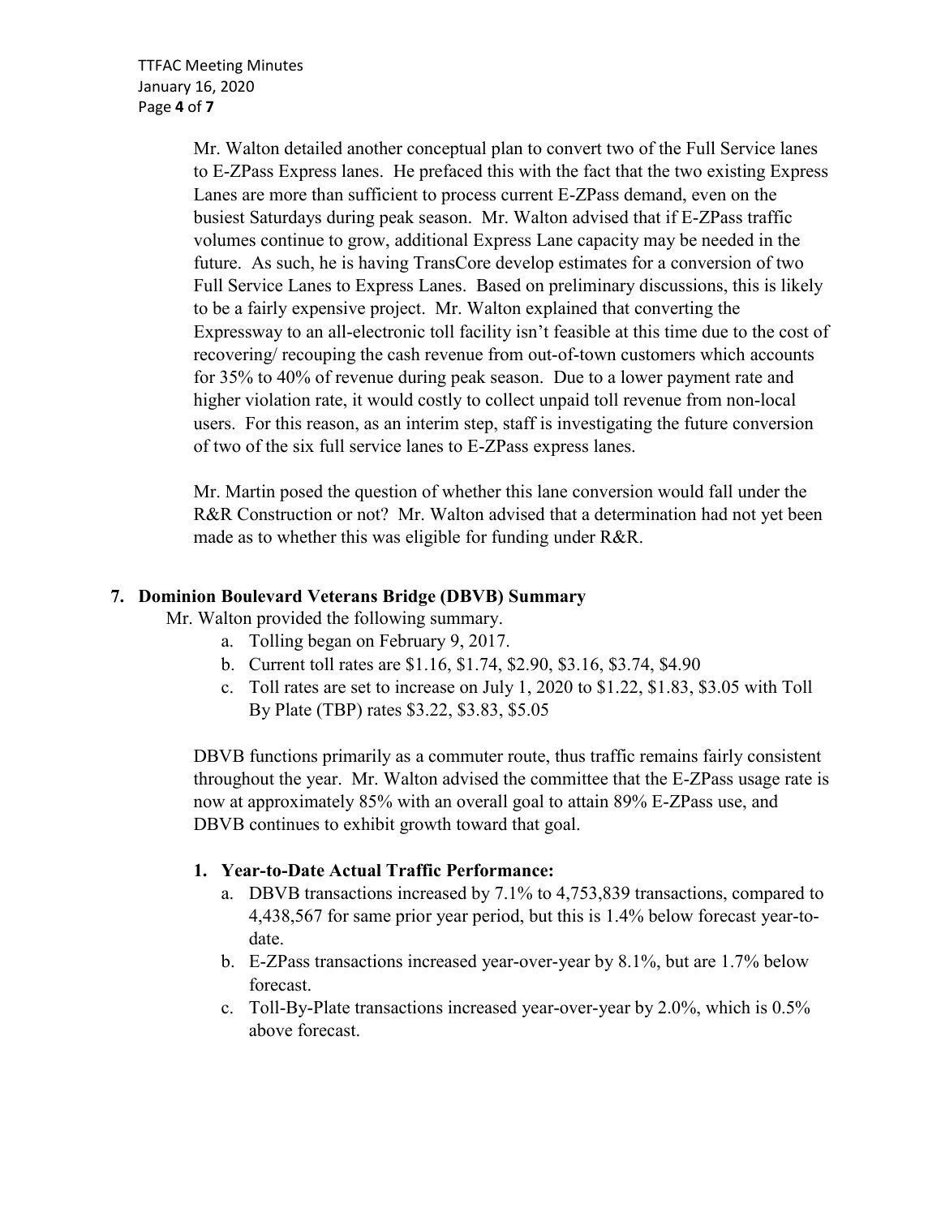Mr. Walton detailed another conceptual plan to convert two of the Full Service lanes to E-ZPass Express lanes. He prefaced this with the fact that the two existing Express Lanes are more than sufficient to process current E-ZPass demand, even on the busiest Saturdays during peak season. Mr. Walton advised that if E-ZPass traffic volumes continue to grow, additional Express Lane capacity may be needed in the future. As such, he is having TransCore develop estimates for a conversion of two Full Service Lanes to Express Lanes. Based on preliminary discussions, this is likely to be a fairly expensive project. Mr. Walton explained that converting the Expressway to an all-electronic toll facility isn't feasible at this time due to the cost of recovering/ recouping the cash revenue from out-of-town customers which accounts for 35% to 40% of revenue during peak season. Due to a lower payment rate and higher violation rate, it would costly to collect unpaid toll revenue from non-local users. For this reason, as an interim step, staff is investigating the future conversion of two of the six full service lanes to E-ZPass express lanes.

Mr. Martin posed the question of whether this lane conversion would fall under the R&R Construction or not? Mr. Walton advised that a determination had not yet been made as to whether this was eligible for funding under R&R.

## 7. Dominion Boulevard Veterans Bridge (DBVB) Summary

Mr. Walton provided the following summary.

a. Tolling began on February 9, 2017.
b. Current toll rates are $1.16, $1.74, $2.90, $3.16, $3.74, $4.90
c. Toll rates are set to increase on July 1, 2020 to $1.22, $1.83, $3.05 with Toll By Plate (TBP) rates $3.22, $3.83, $5.05

DBVB functions primarily as a commuter route, thus traffic remains fairly consistent throughout the year. Mr. Walton advised the committee that the E-ZPass usage rate is now at approximately 85% with an overall goal to attain 89% E-ZPass use, and DBVB continues to exhibit growth toward that goal.

### 1. Year-to-Date Actual Traffic Performance:

a. DBVB transactions increased by 7.1% to 4,753,839 transactions, compared to 4,438,567 for same prior year period, but this is 1.4% below forecast year-to-date.
b. E-ZPass transactions increased year-over-year by 8.1%, but are 1.7% below forecast.
c. Toll-By-Plate transactions increased year-over-year by 2.0%, which is 0.5% above forecast.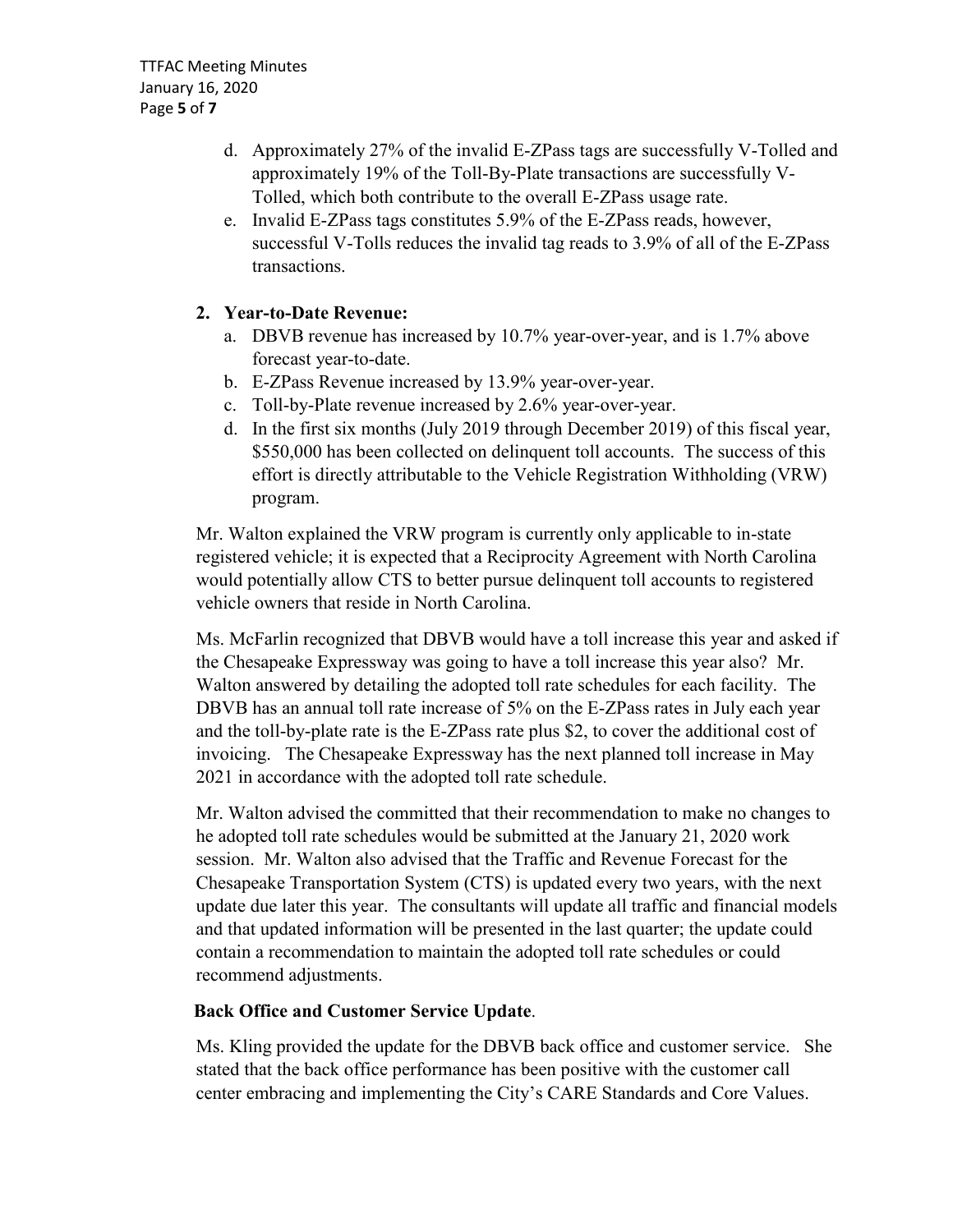d. Approximately 27% of the invalid E-ZPass tags are successfully V-Tolled and approximately 19% of the Toll-By-Plate transactions are successfully V-Tolled, which both contribute to the overall E-ZPass usage rate.
e. Invalid E-ZPass tags constitutes 5.9% of the E-ZPass reads, however, successful V-Tolls reduces the invalid tag reads to 3.9% of all of the E-ZPass transactions.

2. **Year-to-Date Revenue:**
   a. DBVB revenue has increased by 10.7% year-over-year, and is 1.7% above forecast year-to-date.
   b. E-ZPass Revenue increased by 13.9% year-over-year.
   c. Toll-by-Plate revenue increased by 2.6% year-over-year.
   d. In the first six months (July 2019 through December 2019) of this fiscal year, $550,000 has been collected on delinquent toll accounts. The success of this effort is directly attributable to the Vehicle Registration Withholding (VRW) program.

Mr. Walton explained the VRW program is currently only applicable to in-state registered vehicle; it is expected that a Reciprocity Agreement with North Carolina would potentially allow CTS to better pursue delinquent toll accounts to registered vehicle owners that reside in North Carolina.

Ms. McFarlin recognized that DBVB would have a toll increase this year and asked if the Chesapeake Expressway was going to have a toll increase this year also? Mr. Walton answered by detailing the adopted toll rate schedules for each facility. The DBVB has an annual toll rate increase of 5% on the E-ZPass rates in July each year and the toll-by-plate rate is the E-ZPass rate plus $2, to cover the additional cost of invoicing. The Chesapeake Expressway has the next planned toll increase in May 2021 in accordance with the adopted toll rate schedule.

Mr. Walton advised the committed that their recommendation to make no changes to he adopted toll rate schedules would be submitted at the January 21, 2020 work session. Mr. Walton also advised that the Traffic and Revenue Forecast for the Chesapeake Transportation System (CTS) is updated every two years, with the next update due later this year. The consultants will update all traffic and financial models and that updated information will be presented in the last quarter; the update could contain a recommendation to maintain the adopted toll rate schedules or could recommend adjustments.

**Back Office and Customer Service Update**.

Ms. Kling provided the update for the DBVB back office and customer service. She stated that the back office performance has been positive with the customer call center embracing and implementing the City's CARE Standards and Core Values.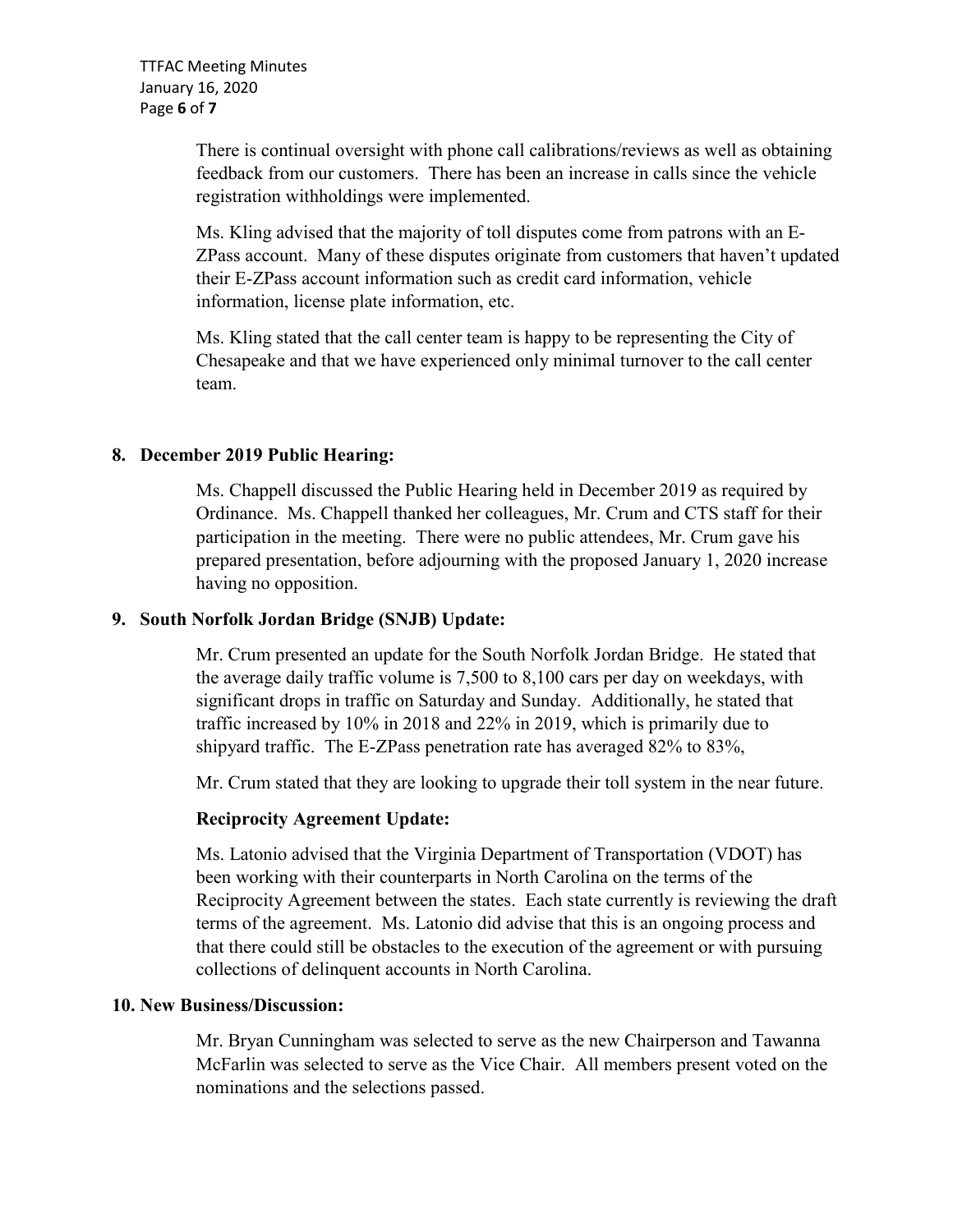There is continual oversight with phone call calibrations/reviews as well as obtaining feedback from our customers. There has been an increase in calls since the vehicle registration withholdings were implemented.

Ms. Kling advised that the majority of toll disputes come from patrons with an E-ZPass account. Many of these disputes originate from customers that haven't updated their E-ZPass account information such as credit card information, vehicle information, license plate information, etc.

Ms. Kling stated that the call center team is happy to be representing the City of Chesapeake and that we have experienced only minimal turnover to the call center team.

**8. December 2019 Public Hearing:**

Ms. Chappell discussed the Public Hearing held in December 2019 as required by Ordinance. Ms. Chappell thanked her colleagues, Mr. Crum and CTS staff for their participation in the meeting. There were no public attendees, Mr. Crum gave his prepared presentation, before adjourning with the proposed January 1, 2020 increase having no opposition.

**9. South Norfolk Jordan Bridge (SNJB) Update:**

Mr. Crum presented an update for the South Norfolk Jordan Bridge. He stated that the average daily traffic volume is 7,500 to 8,100 cars per day on weekdays, with significant drops in traffic on Saturday and Sunday. Additionally, he stated that traffic increased by 10% in 2018 and 22% in 2019, which is primarily due to shipyard traffic. The E-ZPass penetration rate has averaged 82% to 83%,

Mr. Crum stated that they are looking to upgrade their toll system in the near future.

**Reciprocity Agreement Update:**

Ms. Latonio advised that the Virginia Department of Transportation (VDOT) has been working with their counterparts in North Carolina on the terms of the Reciprocity Agreement between the states. Each state currently is reviewing the draft terms of the agreement. Ms. Latonio did advise that this is an ongoing process and that there could still be obstacles to the execution of the agreement or with pursuing collections of delinquent accounts in North Carolina.

**10. New Business/Discussion:**

Mr. Bryan Cunningham was selected to serve as the new Chairperson and Tawanna McFarlin was selected to serve as the Vice Chair. All members present voted on the nominations and the selections passed.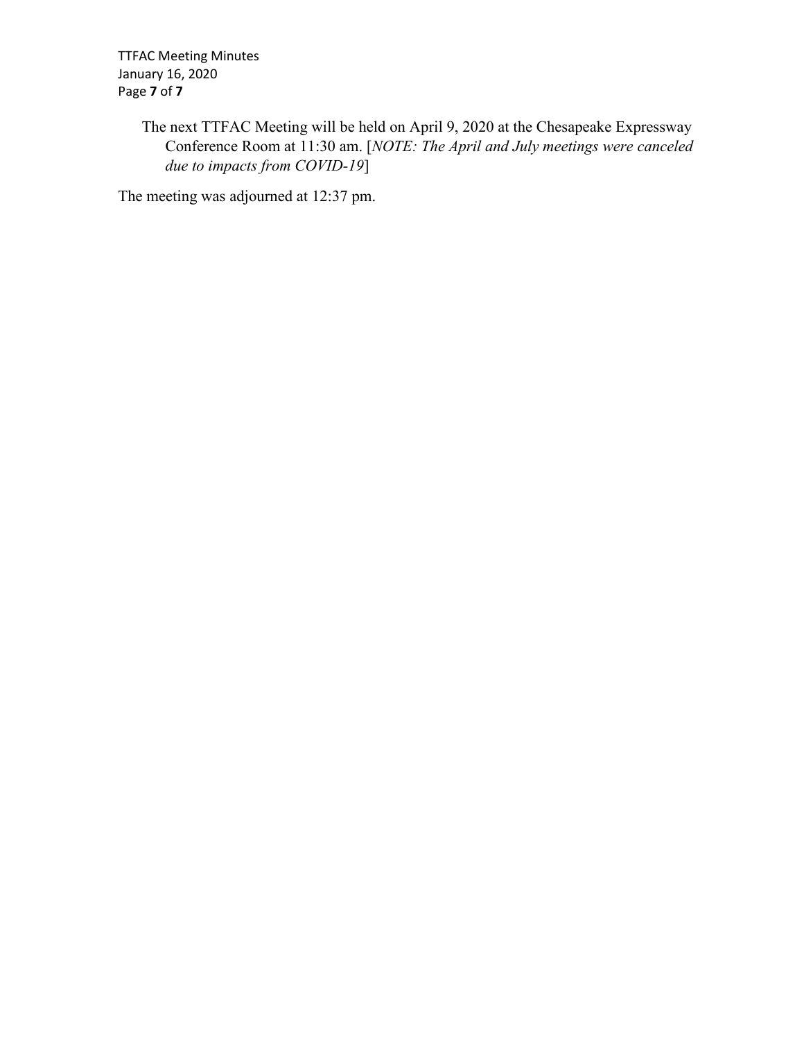The next TTFAC Meeting will be held on April 9, 2020 at the Chesapeake Expressway Conference Room at 11:30 am. [*NOTE: The April and July meetings were canceled due to impacts from COVID-19*]

The meeting was adjourned at 12:37 pm.